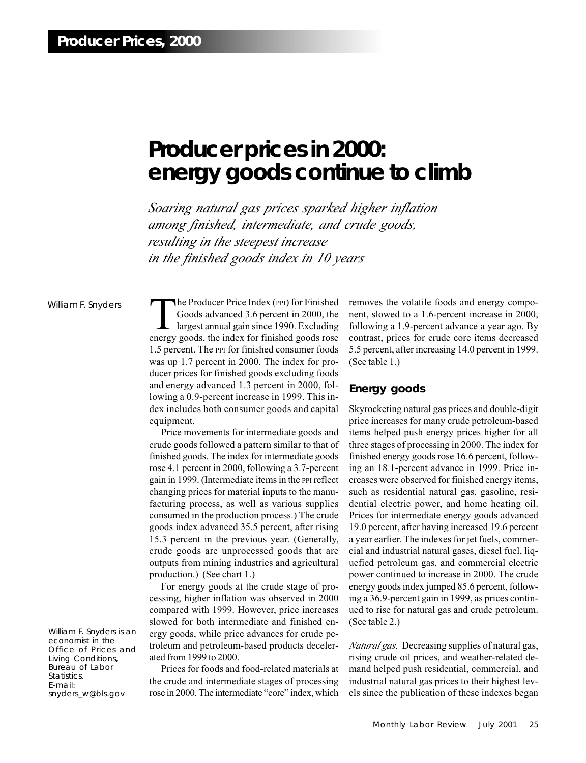# Producer prices in 2000: energy goods continue to climb

*Soaring natural gas prices sparked higher inflation among finished, intermediate, and crude goods, resulting in the steepest increase in the finished goods index in 10 years*

William F. Snyders

William F. Snyders is an economist in the Office of Prices and Living Conditions, Bureau of Labor Statistics. E-mail: snyders_w@bls.gov

The Producer Price Index (PPI) for Finished Goods advanced 3.6 percent in 2000, the largest annual gain since 1990. Excluding energy goods, the index for finished goods rose 1.5 percent. The PPI for finished consumer foods was up 1.7 percent in 2000. The index for producer prices for finished goods excluding foods and energy advanced 1.3 percent in 2000, following a 0.9-percent increase in 1999. This index includes both consumer goods and capital equipment.

Price movements for intermediate goods and crude goods followed a pattern similar to that of finished goods. The index for intermediate goods rose 4.1 percent in 2000, following a 3.7-percent gain in 1999. (Intermediate items in the PPI reflect changing prices for material inputs to the manufacturing process, as well as various supplies consumed in the production process.) The crude goods index advanced 35.5 percent, after rising 15.3 percent in the previous year. (Generally, crude goods are unprocessed goods that are outputs from mining industries and agricultural production.) (See chart 1.)

For energy goods at the crude stage of processing, higher inflation was observed in 2000 compared with 1999. However, price increases slowed for both intermediate and finished energy goods, while price advances for crude petroleum and petroleum-based products decelerated from 1999 to 2000.

Prices for foods and food-related materials at the crude and intermediate stages of processing rose in 2000. The intermediate "core" index, which removes the volatile foods and energy component, slowed to a 1.6-percent increase in 2000, following a 1.9-percent advance a year ago. By contrast, prices for crude core items decreased 5.5 percent, after increasing 14.0 percent in 1999. (See table 1.)

## Energy goods

Skyrocketing natural gas prices and double-digit price increases for many crude petroleum-based items helped push energy prices higher for all three stages of processing in 2000. The index for finished energy goods rose 16.6 percent, following an 18.1-percent advance in 1999. Price increases were observed for finished energy items, such as residential natural gas, gasoline, residential electric power, and home heating oil. Prices for intermediate energy goods advanced 19.0 percent, after having increased 19.6 percent a year earlier. The indexes for jet fuels, commercial and industrial natural gases, diesel fuel, liquefied petroleum gas, and commercial electric power continued to increase in 2000. The crude energy goods index jumped 85.6 percent, following a 36.9-percent gain in 1999, as prices continued to rise for natural gas and crude petroleum. (See table 2.)

*Natural gas.* Decreasing supplies of natural gas, rising crude oil prices, and weather-related demand helped push residential, commercial, and industrial natural gas prices to their highest levels since the publication of these indexes began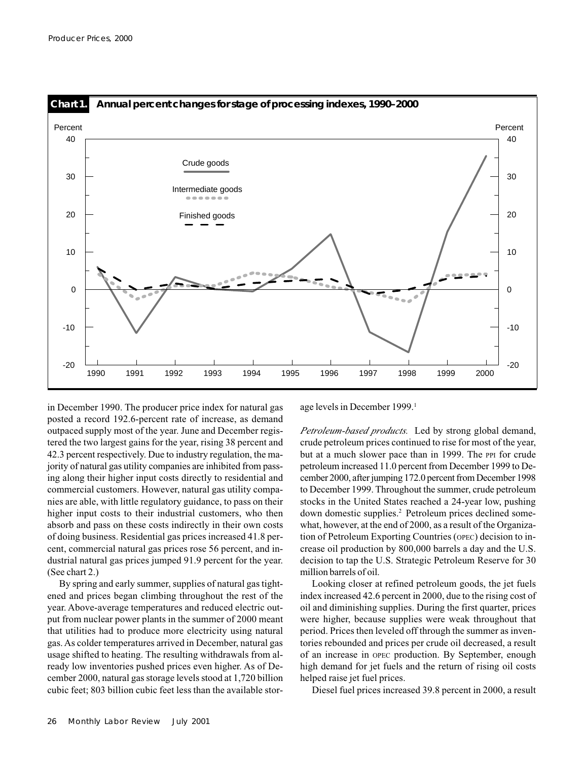**Chart 1. Annual percent changes for stage of processing indexes, 1990–2000**

Percent

40

30

20

10

0

-10

-20

Crude goods

Intermediate goods

Finished goods

1990 1991 1992 1993 1994 1995 1996 1997 1998 1999 2000

in December 1990. The producer price index for natural gas posted a record 192.6-percent rate of increase, as demand outpaced supply most of the year. June and December registered the two largest gains for the year, rising 38 percent and 42.3 percent respectively. Due to industry regulation, the majority of natural gas utility companies are inhibited from passing along their higher input costs directly to residential and commercial customers. However, natural gas utility companies are able, with little regulatory guidance, to pass on their higher input costs to their industrial customers, who then absorb and pass on these costs indirectly in their own costs of doing business. Residential gas prices increased 41.8 percent, commercial natural gas prices rose 56 percent, and industrial natural gas prices jumped 91.9 percent for the year. (See chart 2.)

By spring and early summer, supplies of natural gas tightened and prices began climbing throughout the rest of the year. Above-average temperatures and reduced electric output from nuclear power plants in the summer of 2000 meant that utilities had to produce more electricity using natural gas. As colder temperatures arrived in December, natural gas usage shifted to heating. The resulting withdrawals from already low inventories pushed prices even higher. As of December 2000, natural gas storage levels stood at 1,720 billion cubic feet; 803 billion cubic feet less than the available storage levels in December 1999.[1]

*Petroleum-based products.* Led by strong global demand, crude petroleum prices continued to rise for most of the year, but at a much slower pace than in 1999. The PPI for crude petroleum increased 11.0 percent from December 1999 to December 2000, after jumping 172.0 percent from December 1998 to December 1999. Throughout the summer, crude petroleum stocks in the United States reached a 24-year low, pushing down domestic supplies.[2] Petroleum prices declined somewhat, however, at the end of 2000, as a result of the Organization of Petroleum Exporting Countries (OPEC) decision to increase oil production by 800,000 barrels a day and the U.S. decision to tap the U.S. Strategic Petroleum Reserve for 30 million barrels of oil.

Looking closer at refined petroleum goods, the jet fuels index increased 42.6 percent in 2000, due to the rising cost of oil and diminishing supplies. During the first quarter, prices were higher, because supplies were weak throughout that period. Prices then leveled off through the summer as inventories rebounded and prices per crude oil decreased, a result of an increase in OPEC production. By September, enough high demand for jet fuels and the return of rising oil costs helped raise jet fuel prices.

Diesel fuel prices increased 39.8 percent in 2000, a result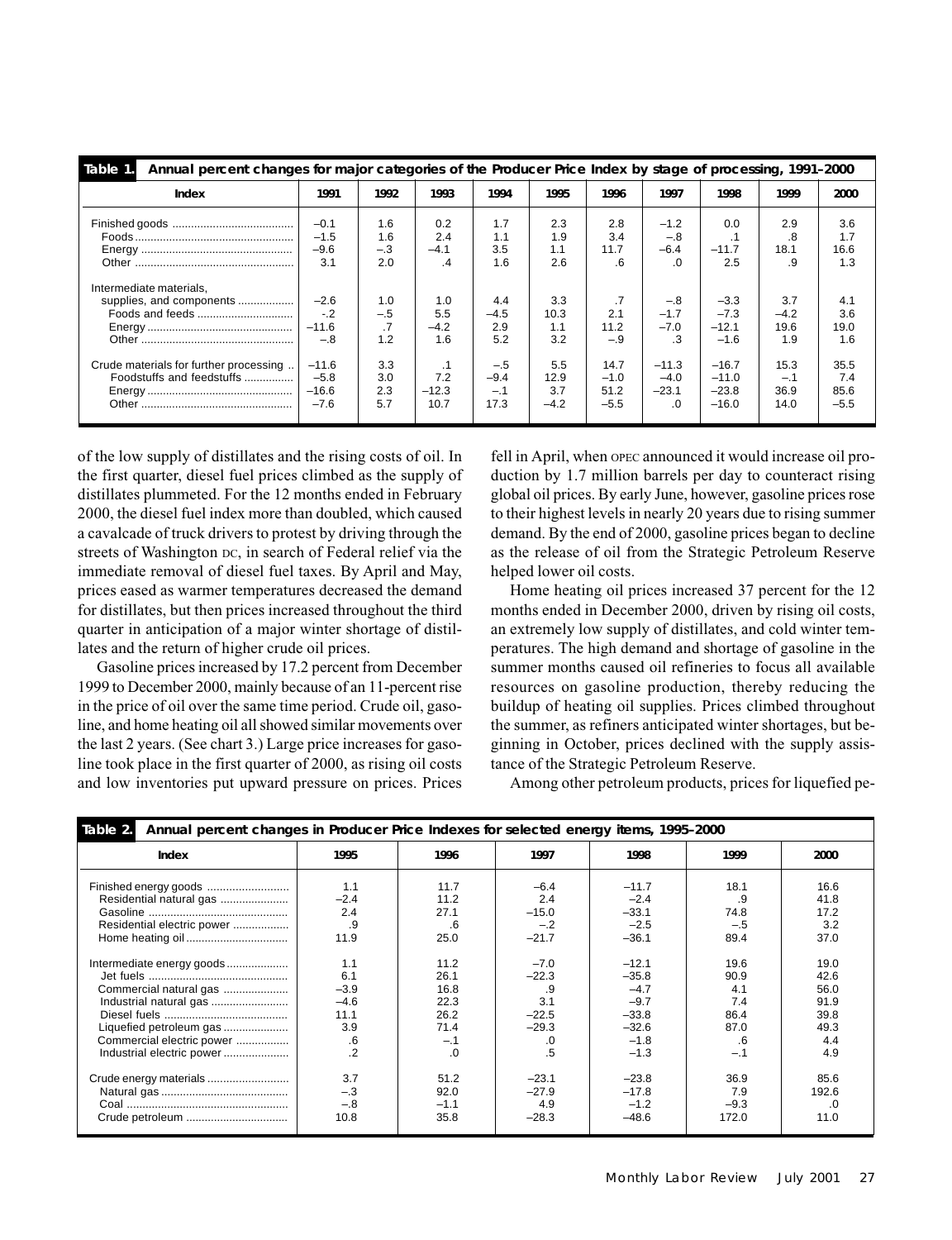**Table 1. Annual percent changes for major categories of the Producer Price Index by stage of processing, 1991–2000**

| Index | 1991 | 1992 | 1993 | 1994 | 1995 | 1996 | 1997 | 1998 | 1999 | 2000 |
|---|---|---|---|---|---|---|---|---|---|---|
| Finished goods | –0.1 | 1.6 | 0.2 | 1.7 | 2.3 | 2.8 | –1.2 | 0.0 | 2.9 | 3.6 |
| Foods | –1.5 | 1.6 | 2.4 | 1.1 | 1.9 | 3.4 | –.8 | .1 | .8 | 1.7 |
| Energy | –9.6 | –.3 | –4.1 | 3.5 | 1.1 | 11.7 | –6.4 | –11.7 | 18.1 | 16.6 |
| Other | 3.1 | 2.0 | .4 | 1.6 | 2.6 | .6 | .0 | 2.5 | .9 | 1.3 |
| Intermediate materials, supplies, and components | –2.6 | 1.0 | 1.0 | 4.4 | 3.3 | .7 | –.8 | –3.3 | 3.7 | 4.1 |
| Foods and feeds | –.2 | –.5 | 5.5 | –4.5 | 10.3 | 2.1 | –1.7 | –7.3 | –4.2 | 3.6 |
| Energy | –11.6 | .7 | –4.2 | 2.9 | 1.1 | 11.2 | –7.0 | –12.1 | 19.6 | 19.0 |
| Other | –.8 | 1.2 | 1.6 | 5.2 | 3.2 | –.9 | .3 | –1.6 | 1.9 | 1.6 |
| Crude materials for further processing | –11.6 | 3.3 | .1 | –.5 | 5.5 | 14.7 | –11.3 | –16.7 | 15.3 | 35.5 |
| Foodstuffs and feedstuffs | –5.8 | 3.0 | 7.2 | –9.4 | 12.9 | –1.0 | –4.0 | –11.0 | –.1 | 7.4 |
| Energy | –16.6 | 2.3 | –12.3 | –.1 | 3.7 | 51.2 | –23.1 | –23.8 | 36.9 | 85.6 |
| Other | –7.6 | 5.7 | 10.7 | 17.3 | –4.2 | –5.5 | .0 | –16.0 | 14.0 | –5.5 |

of the low supply of distillates and the rising costs of oil. In the first quarter, diesel fuel prices climbed as the supply of distillates plummeted. For the 12 months ended in February 2000, the diesel fuel index more than doubled, which caused a cavalcade of truck drivers to protest by driving through the streets of Washington DC, in search of Federal relief via the immediate removal of diesel fuel taxes. By April and May, prices eased as warmer temperatures decreased the demand for distillates, but then prices increased throughout the third quarter in anticipation of a major winter shortage of distillates and the return of higher crude oil prices.

Gasoline prices increased by 17.2 percent from December 1999 to December 2000, mainly because of an 11-percent rise in the price of oil over the same time period. Crude oil, gasoline, and home heating oil all showed similar movements over the last 2 years. (See chart 3.) Large price increases for gasoline took place in the first quarter of 2000, as rising oil costs and low inventories put upward pressure on prices. Prices fell in April, when OPEC announced it would increase oil production by 1.7 million barrels per day to counteract rising global oil prices. By early June, however, gasoline prices rose to their highest levels in nearly 20 years due to rising summer demand. By the end of 2000, gasoline prices began to decline as the release of oil from the Strategic Petroleum Reserve helped lower oil costs.

Home heating oil prices increased 37 percent for the 12 months ended in December 2000, driven by rising oil costs, an extremely low supply of distillates, and cold winter temperatures. The high demand and shortage of gasoline in the summer months caused oil refineries to focus all available resources on gasoline production, thereby reducing the buildup of heating oil supplies. Prices climbed throughout the summer, as refiners anticipated winter shortages, but beginning in October, prices declined with the supply assistance of the Strategic Petroleum Reserve.

Among other petroleum products, prices for liquefied pe-

**Table 2. Annual percent changes in Producer Price Indexes for selected energy items, 1995–2000**

| Index | 1995 | 1996 | 1997 | 1998 | 1999 | 2000 |
|---|---|---|---|---|---|---|
| Finished energy goods | 1.1 | 11.7 | –6.4 | –11.7 | 18.1 | 16.6 |
| Residential natural gas | –2.4 | 11.2 | 2.4 | –2.4 | .9 | 41.8 |
| Gasoline | 2.4 | 27.1 | –15.0 | –33.1 | 74.8 | 17.2 |
| Residential electric power | .9 | .6 | –.2 | –2.5 | –.5 | 3.2 |
| Home heating oil | 11.9 | 25.0 | –21.7 | –36.1 | 89.4 | 37.0 |
| Intermediate energy goods | 1.1 | 11.2 | –7.0 | –12.1 | 19.6 | 19.0 |
| Jet fuels | 6.1 | 26.1 | –22.3 | –35.8 | 90.9 | 42.6 |
| Commercial natural gas | –3.9 | 16.8 | .9 | –4.7 | 4.1 | 56.0 |
| Industrial natural gas | –4.6 | 22.3 | 3.1 | –9.7 | 7.4 | 91.9 |
| Diesel fuels | 11.1 | 26.2 | –22.5 | –33.8 | 86.4 | 39.8 |
| Liquefied petroleum gas | 3.9 | 71.4 | –29.3 | –32.6 | 87.0 | 49.3 |
| Commercial electric power | .6 | –.1 | .0 | –1.8 | .6 | 4.4 |
| Industrial electric power | .2 | .0 | .5 | –1.3 | –.1 | 4.9 |
| Crude energy materials | 3.7 | 51.2 | –23.1 | –23.8 | 36.9 | 85.6 |
| Natural gas | –.3 | 92.0 | –27.9 | –17.8 | 7.9 | 192.6 |
| Coal | –.8 | –1.1 | 4.9 | –1.2 | –9.3 | .0 |
| Crude petroleum | 10.8 | 35.8 | –28.3 | –48.6 | 172.0 | 11.0 |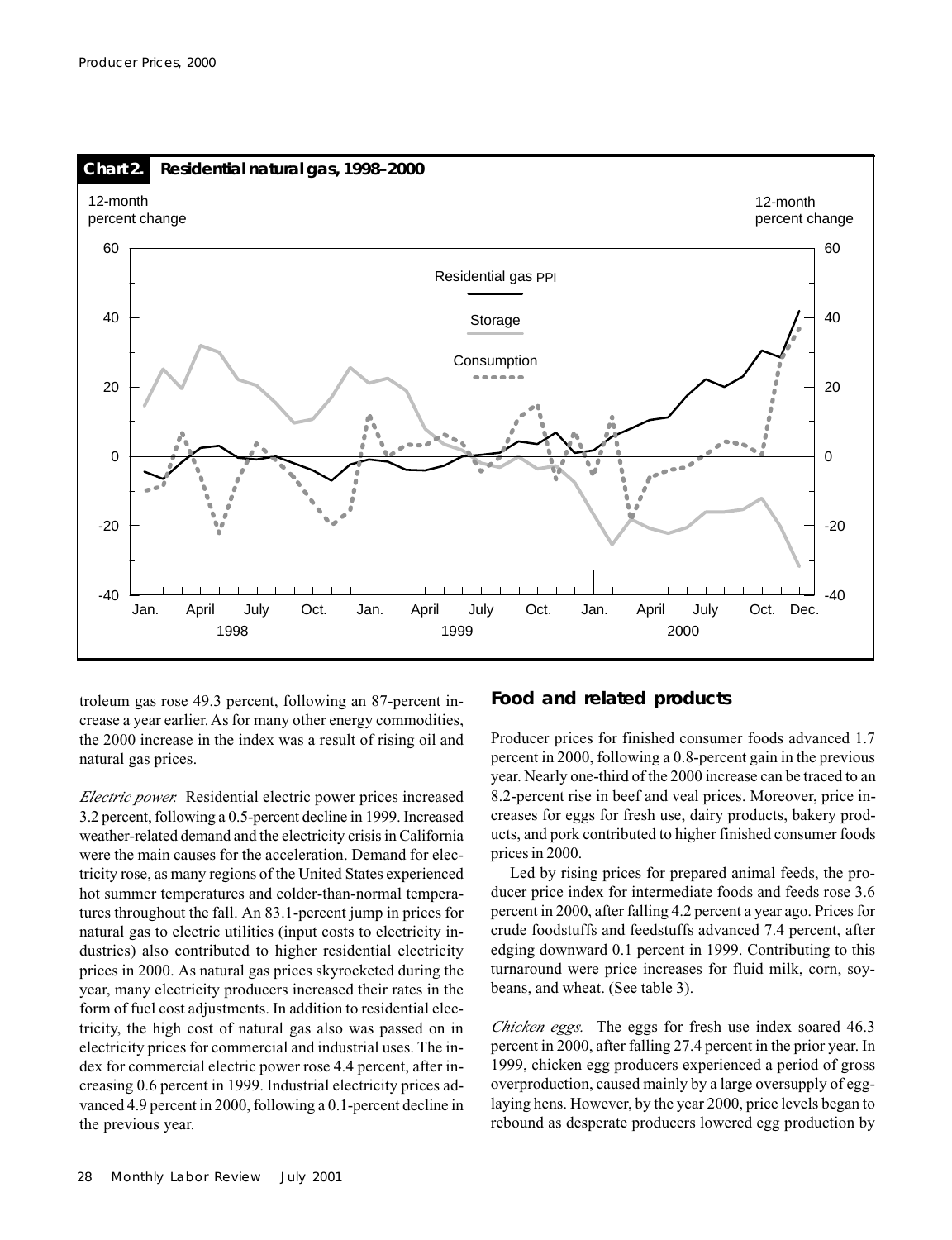**Chart 2. Residential natural gas, 1998–2000**

12-month percent change

12-month percent change

60

40

20

0

-20

-40

Residential gas PPI

Storage

Consumption

Jan. April July Oct. Jan. April July Oct. Jan. April July Oct. Dec.

1998 1999 2000

troleum gas rose 49.3 percent, following an 87-percent increase a year earlier. As for many other energy commodities, the 2000 increase in the index was a result of rising oil and natural gas prices.

*Electric power.* Residential electric power prices increased 3.2 percent, following a 0.5-percent decline in 1999. Increased weather-related demand and the electricity crisis in California were the main causes for the acceleration. Demand for electricity rose, as many regions of the United States experienced hot summer temperatures and colder-than-normal temperatures throughout the fall. An 83.1-percent jump in prices for natural gas to electric utilities (input costs to electricity industries) also contributed to higher residential electricity prices in 2000. As natural gas prices skyrocketed during the year, many electricity producers increased their rates in the form of fuel cost adjustments. In addition to residential electricity, the high cost of natural gas also was passed on in electricity prices for commercial and industrial uses. The index for commercial electric power rose 4.4 percent, after increasing 0.6 percent in 1999. Industrial electricity prices advanced 4.9 percent in 2000, following a 0.1-percent decline in the previous year.

## Food and related products

Producer prices for finished consumer foods advanced 1.7 percent in 2000, following a 0.8-percent gain in the previous year. Nearly one-third of the 2000 increase can be traced to an 8.2-percent rise in beef and veal prices. Moreover, price increases for eggs for fresh use, dairy products, bakery products, and pork contributed to higher finished consumer foods prices in 2000.

Led by rising prices for prepared animal feeds, the producer price index for intermediate foods and feeds rose 3.6 percent in 2000, after falling 4.2 percent a year ago. Prices for crude foodstuffs and feedstuffs advanced 7.4 percent, after edging downward 0.1 percent in 1999. Contributing to this turnaround were price increases for fluid milk, corn, soybeans, and wheat. (See table 3).

*Chicken eggs.* The eggs for fresh use index soared 46.3 percent in 2000, after falling 27.4 percent in the prior year. In 1999, chicken egg producers experienced a period of gross overproduction, caused mainly by a large oversupply of egg-laying hens. However, by the year 2000, price levels began to rebound as desperate producers lowered egg production by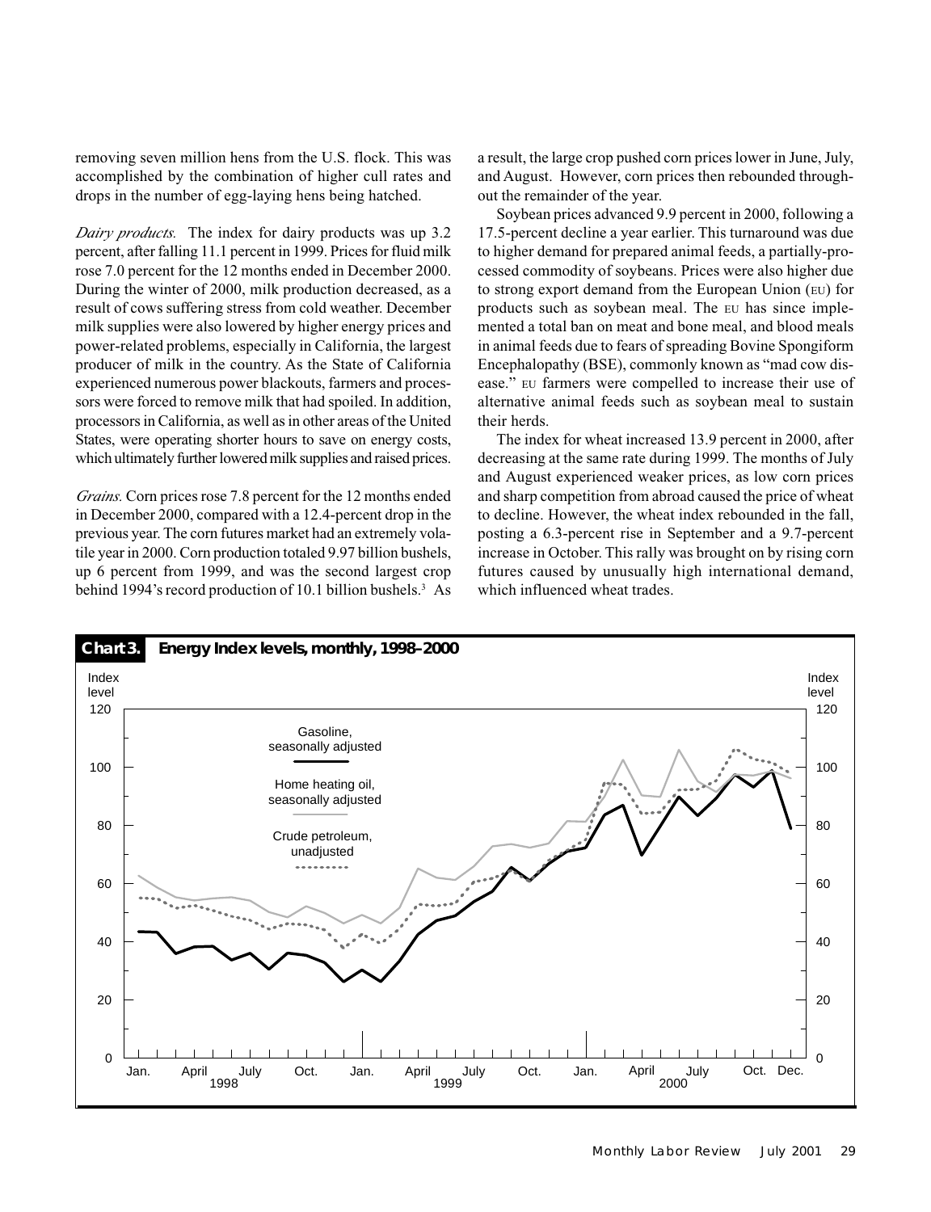removing seven million hens from the U.S. flock. This was accomplished by the combination of higher cull rates and drops in the number of egg-laying hens being hatched.

*Dairy products.* The index for dairy products was up 3.2 percent, after falling 11.1 percent in 1999. Prices for fluid milk rose 7.0 percent for the 12 months ended in December 2000. During the winter of 2000, milk production decreased, as a result of cows suffering stress from cold weather. December milk supplies were also lowered by higher energy prices and power-related problems, especially in California, the largest producer of milk in the country. As the State of California experienced numerous power blackouts, farmers and processors were forced to remove milk that had spoiled. In addition, processors in California, as well as in other areas of the United States, were operating shorter hours to save on energy costs, which ultimately further lowered milk supplies and raised prices.

*Grains.* Corn prices rose 7.8 percent for the 12 months ended in December 2000, compared with a 12.4-percent drop in the previous year. The corn futures market had an extremely volatile year in 2000. Corn production totaled 9.97 billion bushels, up 6 percent from 1999, and was the second largest crop behind 1994's record production of 10.1 billion bushels.[3] As a result, the large crop pushed corn prices lower in June, July, and August. However, corn prices then rebounded throughout the remainder of the year.

Soybean prices advanced 9.9 percent in 2000, following a 17.5-percent decline a year earlier. This turnaround was due to higher demand for prepared animal feeds, a partially-processed commodity of soybeans. Prices were also higher due to strong export demand from the European Union (EU) for products such as soybean meal. The EU has since implemented a total ban on meat and bone meal, and blood meals in animal feeds due to fears of spreading Bovine Spongiform Encephalopathy (BSE), commonly known as "mad cow disease." EU farmers were compelled to increase their use of alternative animal feeds such as soybean meal to sustain their herds.

The index for wheat increased 13.9 percent in 2000, after decreasing at the same rate during 1999. The months of July and August experienced weaker prices, as low corn prices and sharp competition from abroad caused the price of wheat to decline. However, the wheat index rebounded in the fall, posting a 6.3-percent rise in September and a 9.7-percent increase in October. This rally was brought on by rising corn futures caused by unusually high international demand, which influenced wheat trades.

**Chart 3. Energy Index levels, monthly, 1998–2000**

Index level

120
100
80
60
40
20
0

Gasoline, seasonally adjusted

Home heating oil, seasonally adjusted

Crude petroleum, unadjusted

Jan. April July Oct. Jan. April July Oct. Jan. April July Oct. Dec.

1998 1999 2000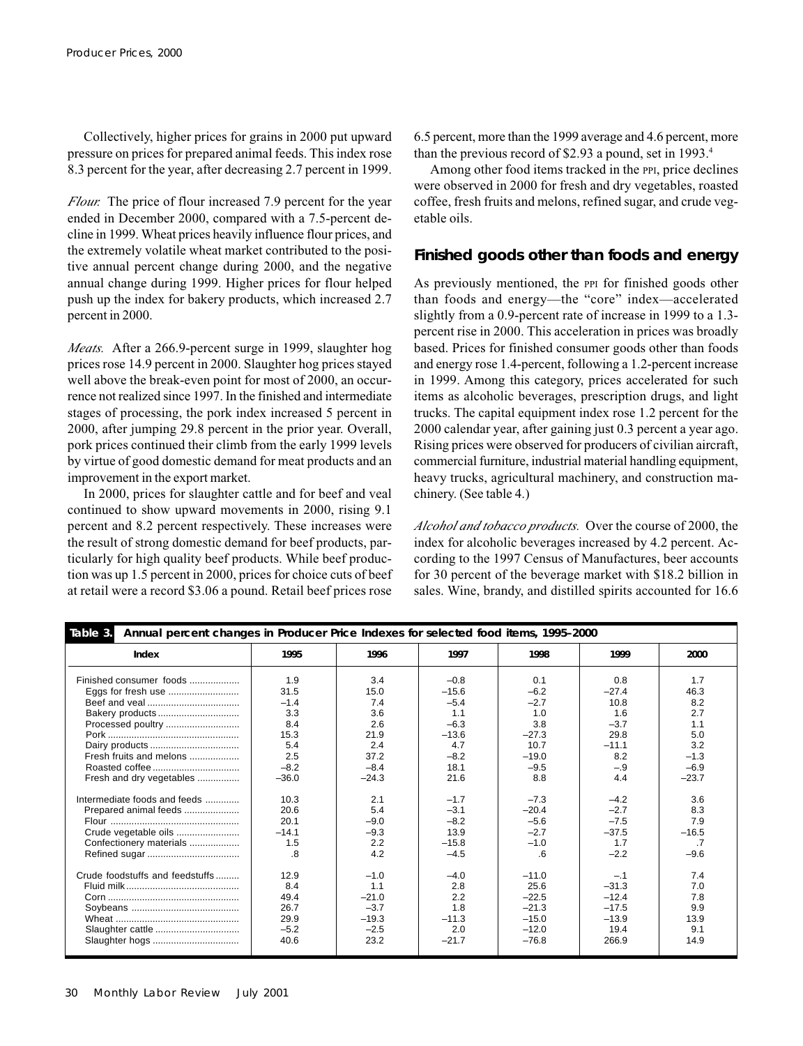Collectively, higher prices for grains in 2000 put upward pressure on prices for prepared animal feeds. This index rose 8.3 percent for the year, after decreasing 2.7 percent in 1999.

*Flour.* The price of flour increased 7.9 percent for the year ended in December 2000, compared with a 7.5-percent decline in 1999. Wheat prices heavily influence flour prices, and the extremely volatile wheat market contributed to the positive annual percent change during 2000, and the negative annual change during 1999. Higher prices for flour helped push up the index for bakery products, which increased 2.7 percent in 2000.

*Meats.* After a 266.9-percent surge in 1999, slaughter hog prices rose 14.9 percent in 2000. Slaughter hog prices stayed well above the break-even point for most of 2000, an occurrence not realized since 1997. In the finished and intermediate stages of processing, the pork index increased 5 percent in 2000, after jumping 29.8 percent in the prior year. Overall, pork prices continued their climb from the early 1999 levels by virtue of good domestic demand for meat products and an improvement in the export market.

In 2000, prices for slaughter cattle and for beef and veal continued to show upward movements in 2000, rising 9.1 percent and 8.2 percent respectively. These increases were the result of strong domestic demand for beef products, particularly for high quality beef products. While beef production was up 1.5 percent in 2000, prices for choice cuts of beef at retail were a record $3.06 a pound. Retail beef prices rose 6.5 percent, more than the 1999 average and 4.6 percent, more than the previous record of $2.93 a pound, set in 1993.[4]

Among other food items tracked in the PPI, price declines were observed in 2000 for fresh and dry vegetables, roasted coffee, fresh fruits and melons, refined sugar, and crude vegetable oils.

## Finished goods other than foods and energy

As previously mentioned, the PPI for finished goods other than foods and energy—the "core" index—accelerated slightly from a 0.9-percent rate of increase in 1999 to a 1.3-percent rise in 2000. This acceleration in prices was broadly based. Prices for finished consumer goods other than foods and energy rose 1.4-percent, following a 1.2-percent increase in 1999. Among this category, prices accelerated for such items as alcoholic beverages, prescription drugs, and light trucks. The capital equipment index rose 1.2 percent for the 2000 calendar year, after gaining just 0.3 percent a year ago. Rising prices were observed for producers of civilian aircraft, commercial furniture, industrial material handling equipment, heavy trucks, agricultural machinery, and construction machinery. (See table 4.)

*Alcohol and tobacco products.* Over the course of 2000, the index for alcoholic beverages increased by 4.2 percent. According to the 1997 Census of Manufactures, beer accounts for 30 percent of the beverage market with $18.2 billion in sales. Wine, brandy, and distilled spirits accounted for 16.6

**Table 3. Annual percent changes in Producer Price Indexes for selected food items, 1995–2000**

| Index | 1995 | 1996 | 1997 | 1998 | 1999 | 2000 |
|---|---|---|---|---|---|---|
| Finished consumer foods | 1.9 | 3.4 | –0.8 | 0.1 | 0.8 | 1.7 |
| Eggs for fresh use | 31.5 | 15.0 | –15.6 | –6.2 | –27.4 | 46.3 |
| Beef and veal | –1.4 | 7.4 | –5.4 | –2.7 | 10.8 | 8.2 |
| Bakery products | 3.3 | 3.6 | 1.1 | 1.0 | 1.6 | 2.7 |
| Processed poultry | 8.4 | 2.6 | –6.3 | 3.8 | –3.7 | 1.1 |
| Pork | 15.3 | 21.9 | –13.6 | –27.3 | 29.8 | 5.0 |
| Dairy products | 5.4 | 2.4 | 4.7 | 10.7 | –11.1 | 3.2 |
| Fresh fruits and melons | 2.5 | 37.2 | –8.2 | –19.0 | 8.2 | –1.3 |
| Roasted coffee | –8.2 | –8.4 | 18.1 | –9.5 | –.9 | –6.9 |
| Fresh and dry vegetables | –36.0 | –24.3 | 21.6 | 8.8 | 4.4 | –23.7 |
| Intermediate foods and feeds | 10.3 | 2.1 | –1.7 | –7.3 | –4.2 | 3.6 |
| Prepared animal feeds | 20.6 | 5.4 | –3.1 | –20.4 | –2.7 | 8.3 |
| Flour | 20.1 | –9.0 | –8.2 | –5.6 | –7.5 | 7.9 |
| Crude vegetable oils | –14.1 | –9.3 | 13.9 | –2.7 | –37.5 | –16.5 |
| Confectionery materials | 1.5 | 2.2 | –15.8 | –1.0 | 1.7 | .7 |
| Refined sugar | .8 | 4.2 | –4.5 | .6 | –2.2 | –9.6 |
| Crude foodstuffs and feedstuffs | 12.9 | –1.0 | –4.0 | –11.0 | –.1 | 7.4 |
| Fluid milk | 8.4 | 1.1 | 2.8 | 25.6 | –31.3 | 7.0 |
| Corn | 49.4 | –21.0 | 2.2 | –22.5 | –12.4 | 7.8 |
| Soybeans | 26.7 | –3.7 | 1.8 | –21.3 | –17.5 | 9.9 |
| Wheat | 29.9 | –19.3 | –11.3 | –15.0 | –13.9 | 13.9 |
| Slaughter cattle | –5.2 | –2.5 | 2.0 | –12.0 | 19.4 | 9.1 |
| Slaughter hogs | 40.6 | 23.2 | –21.7 | –76.8 | 266.9 | 14.9 |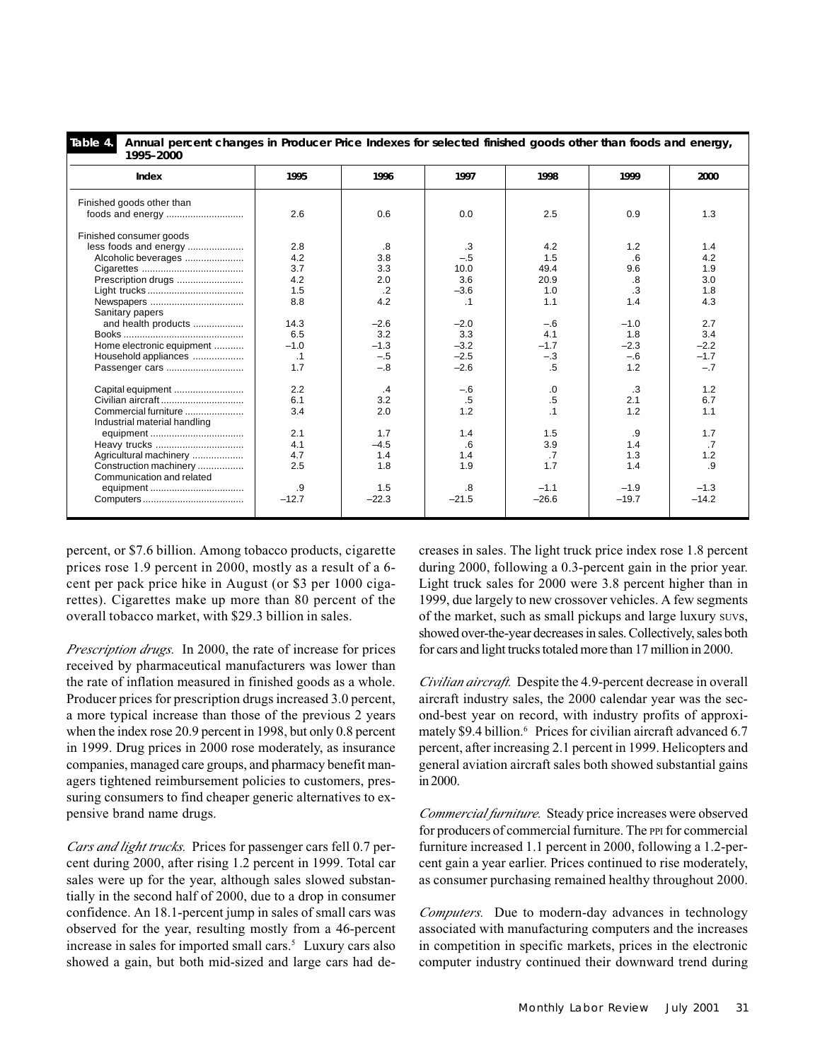**Table 4. Annual percent changes in Producer Price Indexes for selected finished goods other than foods and energy, 1995–2000**

| Index | 1995 | 1996 | 1997 | 1998 | 1999 | 2000 |
|---|---|---|---|---|---|---|
| Finished goods other than foods and energy | 2.6 | 0.6 | 0.0 | 2.5 | 0.9 | 1.3 |
| Finished consumer goods less foods and energy | 2.8 | .8 | .3 | 4.2 | 1.2 | 1.4 |
| Alcoholic beverages | 4.2 | 3.8 | –.5 | 1.5 | .6 | 4.2 |
| Cigarettes | 3.7 | 3.3 | 10.0 | 49.4 | 9.6 | 1.9 |
| Prescription drugs | 4.2 | 2.0 | 3.6 | 20.9 | .8 | 3.0 |
| Light trucks | 1.5 | .2 | –3.6 | 1.0 | .3 | 1.8 |
| Newspapers | 8.8 | 4.2 | .1 | 1.1 | 1.4 | 4.3 |
| Sanitary papers and health products | 14.3 | –2.6 | –2.0 | –.6 | –1.0 | 2.7 |
| Books | 6.5 | 3.2 | 3.3 | 4.1 | 1.8 | 3.4 |
| Home electronic equipment | –1.0 | –1.3 | –3.2 | –1.7 | –2.3 | –2.2 |
| Household appliances | .1 | –.5 | –2.5 | –.3 | –.6 | –1.7 |
| Passenger cars | 1.7 | –.8 | –2.6 | .5 | 1.2 | –.7 |
| Capital equipment | 2.2 | .4 | –.6 | .0 | .3 | 1.2 |
| Civilian aircraft | 6.1 | 3.2 | .5 | .5 | 2.1 | 6.7 |
| Commercial furniture | 3.4 | 2.0 | 1.2 | .1 | 1.2 | 1.1 |
| Industrial material handling equipment | 2.1 | 1.7 | 1.4 | 1.5 | .9 | 1.7 |
| Heavy trucks | 4.1 | –4.5 | .6 | 3.9 | 1.4 | .7 |
| Agricultural machinery | 4.7 | 1.4 | 1.4 | .7 | 1.3 | 1.2 |
| Construction machinery | 2.5 | 1.8 | 1.9 | 1.7 | 1.4 | .9 |
| Communication and related equipment | .9 | 1.5 | .8 | –1.1 | –1.9 | –1.3 |
| Computers | –12.7 | –22.3 | –21.5 | –26.6 | –19.7 | –14.2 |

percent, or $7.6 billion. Among tobacco products, cigarette prices rose 1.9 percent in 2000, mostly as a result of a 6-cent per pack price hike in August (or $3 per 1000 cigarettes). Cigarettes make up more than 80 percent of the overall tobacco market, with $29.3 billion in sales.

*Prescription drugs.* In 2000, the rate of increase for prices received by pharmaceutical manufacturers was lower than the rate of inflation measured in finished goods as a whole. Producer prices for prescription drugs increased 3.0 percent, a more typical increase than those of the previous 2 years when the index rose 20.9 percent in 1998, but only 0.8 percent in 1999. Drug prices in 2000 rose moderately, as insurance companies, managed care groups, and pharmacy benefit managers tightened reimbursement policies to customers, pressuring consumers to find cheaper generic alternatives to expensive brand name drugs.

*Cars and light trucks.* Prices for passenger cars fell 0.7 percent during 2000, after rising 1.2 percent in 1999. Total car sales were up for the year, although sales slowed substantially in the second half of 2000, due to a drop in consumer confidence. An 18.1-percent jump in sales of small cars was observed for the year, resulting mostly from a 46-percent increase in sales for imported small cars.[5] Luxury cars also showed a gain, but both mid-sized and large cars had decreases in sales. The light truck price index rose 1.8 percent during 2000, following a 0.3-percent gain in the prior year. Light truck sales for 2000 were 3.8 percent higher than in 1999, due largely to new crossover vehicles. A few segments of the market, such as small pickups and large luxury SUVs, showed over-the-year decreases in sales. Collectively, sales both for cars and light trucks totaled more than 17 million in 2000.

*Civilian aircraft.* Despite the 4.9-percent decrease in overall aircraft industry sales, the 2000 calendar year was the second-best year on record, with industry profits of approximately $9.4 billion.[6] Prices for civilian aircraft advanced 6.7 percent, after increasing 2.1 percent in 1999. Helicopters and general aviation aircraft sales both showed substantial gains in 2000.

*Commercial furniture.* Steady price increases were observed for producers of commercial furniture. The PPI for commercial furniture increased 1.1 percent in 2000, following a 1.2-percent gain a year earlier. Prices continued to rise moderately, as consumer purchasing remained healthy throughout 2000.

*Computers.* Due to modern-day advances in technology associated with manufacturing computers and the increases in competition in specific markets, prices in the electronic computer industry continued their downward trend during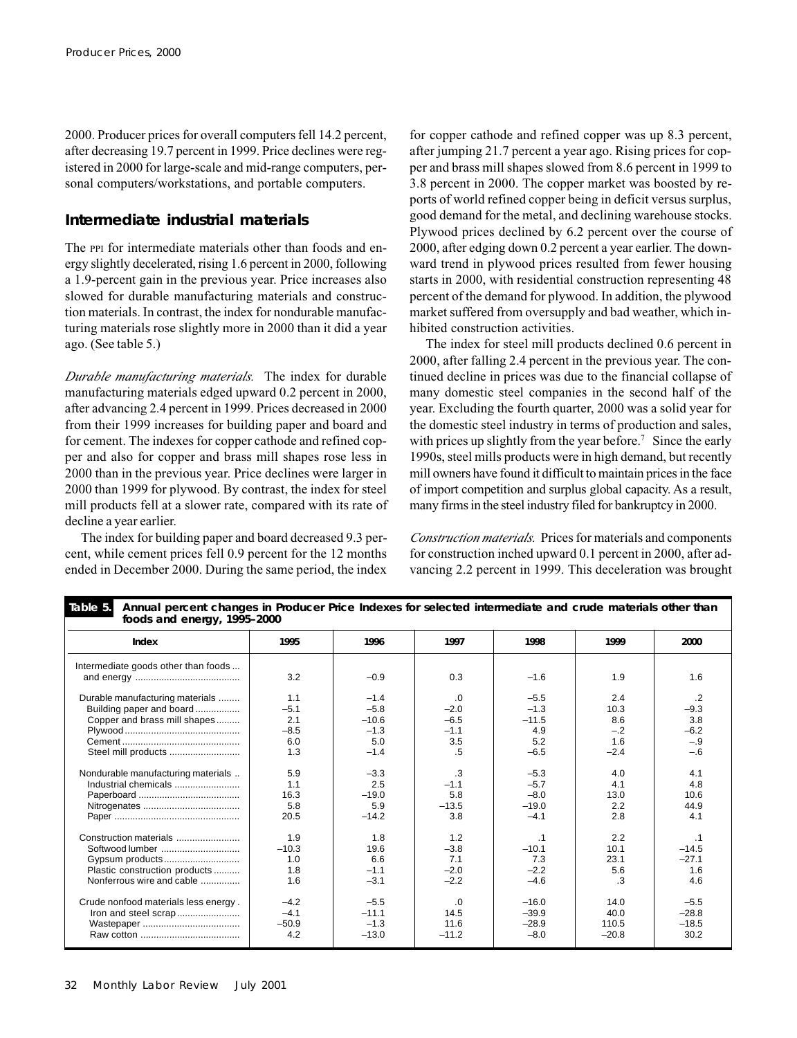2000. Producer prices for overall computers fell 14.2 percent, after decreasing 19.7 percent in 1999. Price declines were registered in 2000 for large-scale and mid-range computers, personal computers/workstations, and portable computers.

## Intermediate industrial materials

The PPI for intermediate materials other than foods and energy slightly decelerated, rising 1.6 percent in 2000, following a 1.9-percent gain in the previous year. Price increases also slowed for durable manufacturing materials and construction materials. In contrast, the index for nondurable manufacturing materials rose slightly more in 2000 than it did a year ago. (See table 5.)

*Durable manufacturing materials.* The index for durable manufacturing materials edged upward 0.2 percent in 2000, after advancing 2.4 percent in 1999. Prices decreased in 2000 from their 1999 increases for building paper and board and for cement. The indexes for copper cathode and refined copper and also for copper and brass mill shapes rose less in 2000 than in the previous year. Price declines were larger in 2000 than 1999 for plywood. By contrast, the index for steel mill products fell at a slower rate, compared with its rate of decline a year earlier.

The index for building paper and board decreased 9.3 percent, while cement prices fell 0.9 percent for the 12 months ended in December 2000. During the same period, the index for copper cathode and refined copper was up 8.3 percent, after jumping 21.7 percent a year ago. Rising prices for copper and brass mill shapes slowed from 8.6 percent in 1999 to 3.8 percent in 2000. The copper market was boosted by reports of world refined copper being in deficit versus surplus, good demand for the metal, and declining warehouse stocks. Plywood prices declined by 6.2 percent over the course of 2000, after edging down 0.2 percent a year earlier. The downward trend in plywood prices resulted from fewer housing starts in 2000, with residential construction representing 48 percent of the demand for plywood. In addition, the plywood market suffered from oversupply and bad weather, which inhibited construction activities.

The index for steel mill products declined 0.6 percent in 2000, after falling 2.4 percent in the previous year. The continued decline in prices was due to the financial collapse of many domestic steel companies in the second half of the year. Excluding the fourth quarter, 2000 was a solid year for the domestic steel industry in terms of production and sales, with prices up slightly from the year before.[7] Since the early 1990s, steel mills products were in high demand, but recently mill owners have found it difficult to maintain prices in the face of import competition and surplus global capacity. As a result, many firms in the steel industry filed for bankruptcy in 2000.

*Construction materials.* Prices for materials and components for construction inched upward 0.1 percent in 2000, after advancing 2.2 percent in 1999. This deceleration was brought

**Table 5. Annual percent changes in Producer Price Indexes for selected intermediate and crude materials other than foods and energy, 1995–2000**

| Index | 1995 | 1996 | 1997 | 1998 | 1999 | 2000 |
|---|---|---|---|---|---|---|
| Intermediate goods other than foods and energy | 3.2 | –0.9 | 0.3 | –1.6 | 1.9 | 1.6 |
| Durable manufacturing materials | 1.1 | –1.4 | .0 | –5.5 | 2.4 | .2 |
| Building paper and board | –5.1 | –5.8 | –2.0 | –1.3 | 10.3 | –9.3 |
| Copper and brass mill shapes | 2.1 | –10.6 | –6.5 | –11.5 | 8.6 | 3.8 |
| Plywood | –8.5 | –1.3 | –1.1 | 4.9 | –.2 | –6.2 |
| Cement | 6.0 | 5.0 | 3.5 | 5.2 | 1.6 | –.9 |
| Steel mill products | 1.3 | –1.4 | .5 | –6.5 | –2.4 | –.6 |
| Nondurable manufacturing materials | 5.9 | –3.3 | .3 | –5.3 | 4.0 | 4.1 |
| Industrial chemicals | 1.1 | 2.5 | –1.1 | –5.7 | 4.1 | 4.8 |
| Paperboard | 16.3 | –19.0 | 5.8 | –8.0 | 13.0 | 10.6 |
| Nitrogenates | 5.8 | 5.9 | –13.5 | –19.0 | 2.2 | 44.9 |
| Paper | 20.5 | –14.2 | 3.8 | –4.1 | 2.8 | 4.1 |
| Construction materials | 1.9 | 1.8 | 1.2 | .1 | 2.2 | .1 |
| Softwood lumber | –10.3 | 19.6 | –3.8 | –10.1 | 10.1 | –14.5 |
| Gypsum products | 1.0 | 6.6 | 7.1 | 7.3 | 23.1 | –27.1 |
| Plastic construction products | 1.8 | –1.1 | –2.0 | –2.2 | 5.6 | 1.6 |
| Nonferrous wire and cable | 1.6 | –3.1 | –2.2 | –4.6 | .3 | 4.6 |
| Crude nonfood materials less energy | –4.2 | –5.5 | .0 | –16.0 | 14.0 | –5.5 |
| Iron and steel scrap | –4.1 | –11.1 | 14.5 | –39.9 | 40.0 | –28.8 |
| Wastepaper | –50.9 | –1.3 | 11.6 | –28.9 | 110.5 | –18.5 |
| Raw cotton | 4.2 | –13.0 | –11.2 | –8.0 | –20.8 | 30.2 |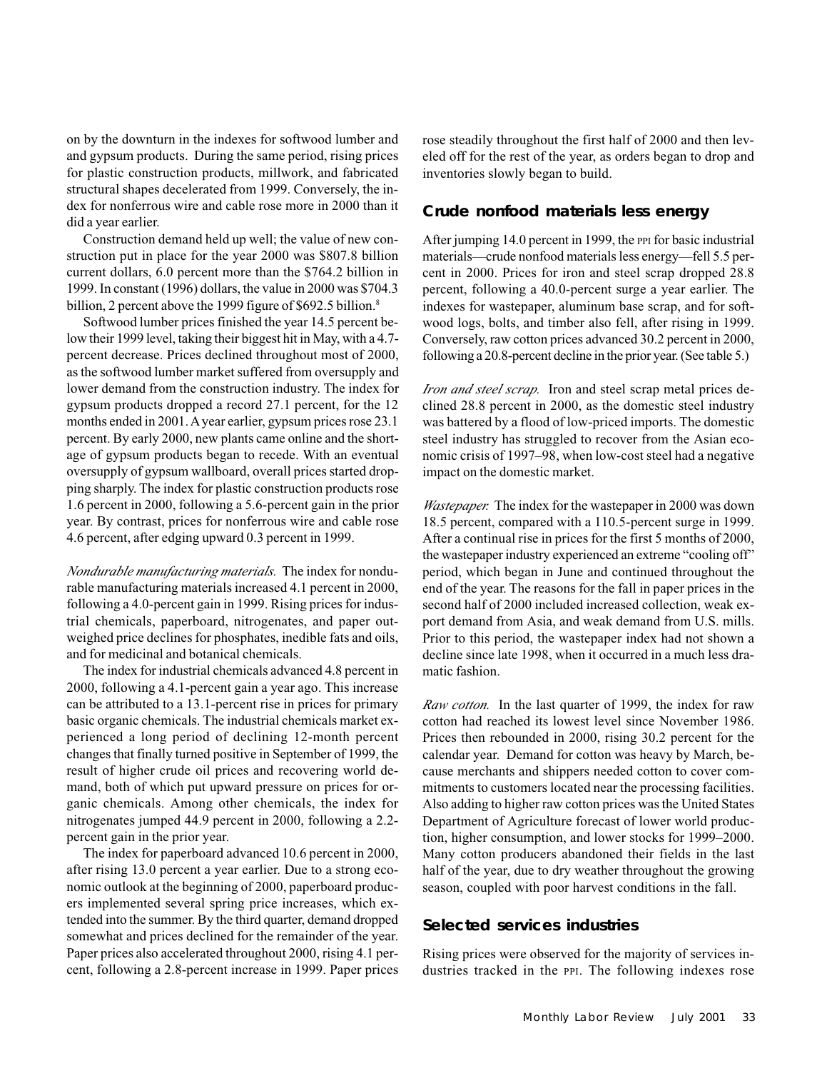on by the downturn in the indexes for softwood lumber and and gypsum products. During the same period, rising prices for plastic construction products, millwork, and fabricated structural shapes decelerated from 1999. Conversely, the index for nonferrous wire and cable rose more in 2000 than it did a year earlier.

Construction demand held up well; the value of new construction put in place for the year 2000 was $807.8 billion current dollars, 6.0 percent more than the $764.2 billion in 1999. In constant (1996) dollars, the value in 2000 was $704.3 billion, 2 percent above the 1999 figure of $692.5 billion.[8]

Softwood lumber prices finished the year 14.5 percent below their 1999 level, taking their biggest hit in May, with a 4.7-percent decrease. Prices declined throughout most of 2000, as the softwood lumber market suffered from oversupply and lower demand from the construction industry. The index for gypsum products dropped a record 27.1 percent, for the 12 months ended in 2001. A year earlier, gypsum prices rose 23.1 percent. By early 2000, new plants came online and the shortage of gypsum products began to recede. With an eventual oversupply of gypsum wallboard, overall prices started dropping sharply. The index for plastic construction products rose 1.6 percent in 2000, following a 5.6-percent gain in the prior year. By contrast, prices for nonferrous wire and cable rose 4.6 percent, after edging upward 0.3 percent in 1999.

*Nondurable manufacturing materials.* The index for nondurable manufacturing materials increased 4.1 percent in 2000, following a 4.0-percent gain in 1999. Rising prices for industrial chemicals, paperboard, nitrogenates, and paper outweighed price declines for phosphates, inedible fats and oils, and for medicinal and botanical chemicals.

The index for industrial chemicals advanced 4.8 percent in 2000, following a 4.1-percent gain a year ago. This increase can be attributed to a 13.1-percent rise in prices for primary basic organic chemicals. The industrial chemicals market experienced a long period of declining 12-month percent changes that finally turned positive in September of 1999, the result of higher crude oil prices and recovering world demand, both of which put upward pressure on prices for organic chemicals. Among other chemicals, the index for nitrogenates jumped 44.9 percent in 2000, following a 2.2-percent gain in the prior year.

The index for paperboard advanced 10.6 percent in 2000, after rising 13.0 percent a year earlier. Due to a strong economic outlook at the beginning of 2000, paperboard producers implemented several spring price increases, which extended into the summer. By the third quarter, demand dropped somewhat and prices declined for the remainder of the year. Paper prices also accelerated throughout 2000, rising 4.1 percent, following a 2.8-percent increase in 1999. Paper prices rose steadily throughout the first half of 2000 and then leveled off for the rest of the year, as orders began to drop and inventories slowly began to build.

## Crude nonfood materials less energy

After jumping 14.0 percent in 1999, the PPI for basic industrial materials—crude nonfood materials less energy—fell 5.5 percent in 2000. Prices for iron and steel scrap dropped 28.8 percent, following a 40.0-percent surge a year earlier. The indexes for wastepaper, aluminum base scrap, and for softwood logs, bolts, and timber also fell, after rising in 1999. Conversely, raw cotton prices advanced 30.2 percent in 2000, following a 20.8-percent decline in the prior year. (See table 5.)

*Iron and steel scrap.* Iron and steel scrap metal prices declined 28.8 percent in 2000, as the domestic steel industry was battered by a flood of low-priced imports. The domestic steel industry has struggled to recover from the Asian economic crisis of 1997–98, when low-cost steel had a negative impact on the domestic market.

*Wastepaper.* The index for the wastepaper in 2000 was down 18.5 percent, compared with a 110.5-percent surge in 1999. After a continual rise in prices for the first 5 months of 2000, the wastepaper industry experienced an extreme "cooling off" period, which began in June and continued throughout the end of the year. The reasons for the fall in paper prices in the second half of 2000 included increased collection, weak export demand from Asia, and weak demand from U.S. mills. Prior to this period, the wastepaper index had not shown a decline since late 1998, when it occurred in a much less dramatic fashion.

*Raw cotton.* In the last quarter of 1999, the index for raw cotton had reached its lowest level since November 1986. Prices then rebounded in 2000, rising 30.2 percent for the calendar year. Demand for cotton was heavy by March, because merchants and shippers needed cotton to cover commitments to customers located near the processing facilities. Also adding to higher raw cotton prices was the United States Department of Agriculture forecast of lower world production, higher consumption, and lower stocks for 1999–2000. Many cotton producers abandoned their fields in the last half of the year, due to dry weather throughout the growing season, coupled with poor harvest conditions in the fall.

## Selected services industries

Rising prices were observed for the majority of services industries tracked in the PPI. The following indexes rose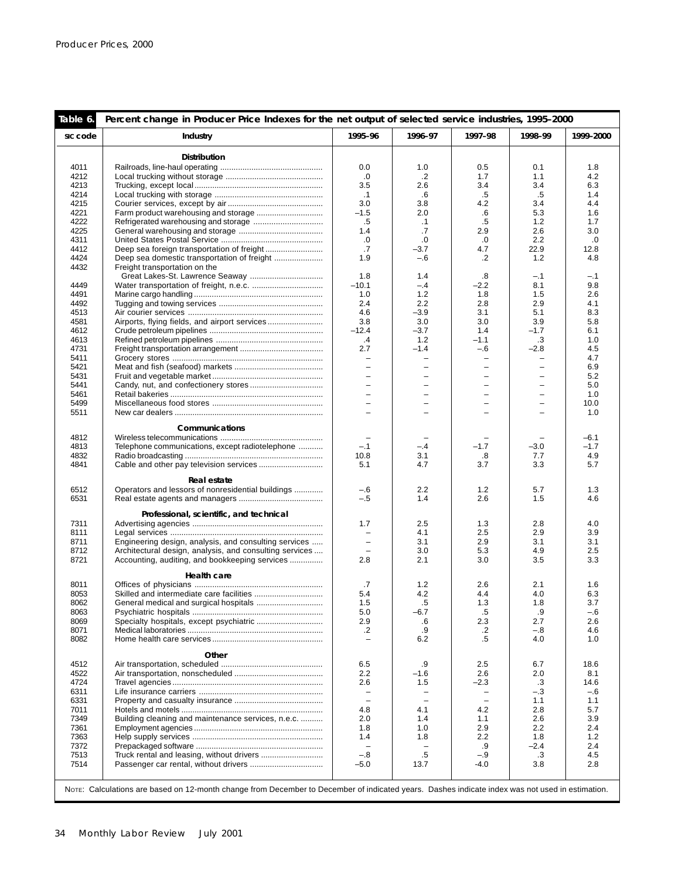**Table 6. Percent change in Producer Price Indexes for the net output of selected service industries, 1995–2000**

| SIC code | Industry | 1995–96 | 1996–97 | 1997–98 | 1998–99 | 1999–2000 |
|---|---|---|---|---|---|---|
| | **Distribution** | | | | | |
| 4011 | Railroads, line-haul operating | 0.0 | 1.0 | 0.5 | 0.1 | 1.8 |
| 4212 | Local trucking without storage | .0 | .2 | 1.7 | 1.1 | 4.2 |
| 4213 | Trucking, except local | 3.5 | 2.6 | 3.4 | 3.4 | 6.3 |
| 4214 | Local trucking with storage | .1 | .6 | .5 | .5 | 1.4 |
| 4215 | Courier services, except by air | 3.0 | 3.8 | 4.2 | 3.4 | 4.4 |
| 4221 | Farm product warehousing and storage | –1.5 | 2.0 | .6 | 5.3 | 1.6 |
| 4222 | Refrigerated warehousing and storage | .5 | .1 | .5 | 1.2 | 1.7 |
| 4225 | General warehousing and storage | 1.4 | .7 | 2.9 | 2.6 | 3.0 |
| 4311 | United States Postal Service | .0 | .0 | .0 | 2.2 | .0 |
| 4412 | Deep sea foreign transportation of freight | .7 | –3.7 | 4.7 | 22.9 | 12.8 |
| 4424 | Deep sea domestic transportation of freight | 1.9 | –.6 | .2 | 1.2 | 4.8 |
| 4432 | Freight transportation on the Great Lakes-St. Lawrence Seaway | 1.8 | 1.4 | .8 | –.1 | –.1 |
| 4449 | Water transportation of freight, n.e.c. | –10.1 | –.4 | –2.2 | 8.1 | 9.8 |
| 4491 | Marine cargo handling | 1.0 | 1.2 | 1.8 | 1.5 | 2.6 |
| 4492 | Tugging and towing services | 2.4 | 2.2 | 2.8 | 2.9 | 4.1 |
| 4513 | Air courier services | 4.6 | –3.9 | 3.1 | 5.1 | 8.3 |
| 4581 | Airports, flying fields, and airport services | 3.8 | 3.0 | 3.0 | 3.9 | 5.8 |
| 4612 | Crude petroleum pipelines | –12.4 | –3.7 | 1.4 | –1.7 | 6.1 |
| 4613 | Refined petroleum pipelines | .4 | 1.2 | –1.1 | .3 | 1.0 |
| 4731 | Freight transportation arrangement | 2.7 | –1.4 | –.6 | –2.8 | 4.5 |
| 5411 | Grocery stores | – | – | – | – | 4.7 |
| 5421 | Meat and fish (seafood) markets | – | – | – | – | 6.9 |
| 5431 | Fruit and vegetable market | – | – | – | – | 5.2 |
| 5441 | Candy, nut, and confectionery stores | – | – | – | – | 5.0 |
| 5461 | Retail bakeries | – | – | – | – | 1.0 |
| 5499 | Miscellaneous food stores | – | – | – | – | 10.0 |
| 5511 | New car dealers | – | – | – | – | 1.0 |
| | **Communications** | | | | | |
| 4812 | Wireless telecommunications | – | – | – | – | –6.1 |
| 4813 | Telephone communications, except radiotelephone | –.1 | –.4 | –1.7 | –3.0 | –1.7 |
| 4832 | Radio broadcasting | 10.8 | 3.1 | .8 | 7.7 | 4.9 |
| 4841 | Cable and other pay television services | 5.1 | 4.7 | 3.7 | 3.3 | 5.7 |
| | **Real estate** | | | | | |
| 6512 | Operators and lessors of nonresidential buildings | –.6 | 2.2 | 1.2 | 5.7 | 1.3 |
| 6531 | Real estate agents and managers | –.5 | 1.4 | 2.6 | 1.5 | 4.6 |
| | **Professional, scientific, and technical** | | | | | |
| 7311 | Advertising agencies | 1.7 | 2.5 | 1.3 | 2.8 | 4.0 |
| 8111 | Legal services | – | 4.1 | 2.5 | 2.9 | 3.9 |
| 8711 | Engineering design, analysis, and consulting services | – | 3.1 | 2.9 | 3.1 | 3.1 |
| 8712 | Architectural design, analysis, and consulting services | – | 3.0 | 5.3 | 4.9 | 2.5 |
| 8721 | Accounting, auditing, and bookkeeping services | 2.8 | 2.1 | 3.0 | 3.5 | 3.3 |
| | **Health care** | | | | | |
| 8011 | Offices of physicians | .7 | 1.2 | 2.6 | 2.1 | 1.6 |
| 8053 | Skilled and intermediate care facilities | 5.4 | 4.2 | 4.4 | 4.0 | 6.3 |
| 8062 | General medical and surgical hospitals | 1.5 | .5 | 1.3 | 1.8 | 3.7 |
| 8063 | Psychiatric hospitals | 5.0 | –6.7 | .5 | .9 | –.6 |
| 8069 | Specialty hospitals, except psychiatric | 2.9 | .6 | 2.3 | 2.7 | 2.6 |
| 8071 | Medical laboratories | .2 | .9 | .2 | –.8 | 4.6 |
| 8082 | Home health care services | – | 6.2 | .5 | 4.0 | 1.0 |
| | **Other** | | | | | |
| 4512 | Air transportation, scheduled | 6.5 | .9 | 2.5 | 6.7 | 18.6 |
| 4522 | Air transportation, nonscheduled | 2.2 | –1.6 | 2.6 | 2.0 | 8.1 |
| 4724 | Travel agencies | 2.6 | 1.5 | –2.3 | .3 | 14.6 |
| 6311 | Life insurance carriers | – | – | – | –.3 | –.6 |
| 6331 | Property and casualty insurance | – | – | – | 1.1 | 1.1 |
| 7011 | Hotels and motels | 4.8 | 4.1 | 4.2 | 2.8 | 5.7 |
| 7349 | Building cleaning and maintenance services, n.e.c. | 2.0 | 1.4 | 1.1 | 2.6 | 3.9 |
| 7361 | Employment agencies | 1.8 | 1.0 | 2.9 | 2.2 | 2.4 |
| 7363 | Help supply services | 1.4 | 1.8 | 2.2 | 1.8 | 1.2 |
| 7372 | Prepackaged software | – | – | .9 | –2.4 | 2.4 |
| 7513 | Truck rental and leasing, without drivers | –.8 | .5 | –.9 | .3 | 4.5 |
| 7514 | Passenger car rental, without drivers | –5.0 | 13.7 | -4.0 | 3.8 | 2.8 |

NOTE: Calculations are based on 12-month change from December to December of indicated years. Dashes indicate index was not used in estimation.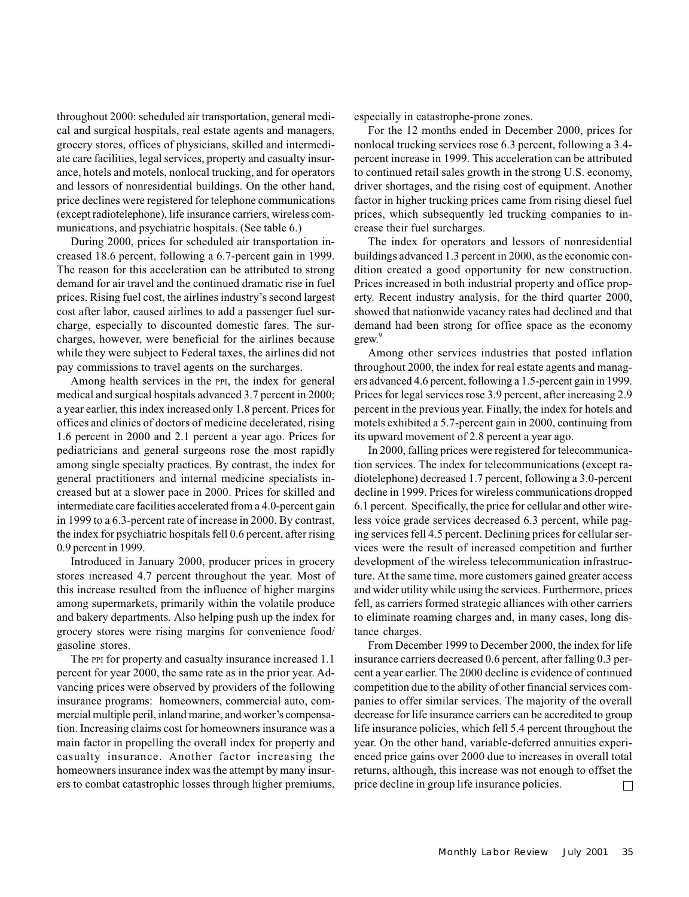throughout 2000: scheduled air transportation, general medical and surgical hospitals, real estate agents and managers, grocery stores, offices of physicians, skilled and intermediate care facilities, legal services, property and casualty insurance, hotels and motels, nonlocal trucking, and for operators and lessors of nonresidential buildings. On the other hand, price declines were registered for telephone communications (except radiotelephone), life insurance carriers, wireless communications, and psychiatric hospitals. (See table 6.)

During 2000, prices for scheduled air transportation increased 18.6 percent, following a 6.7-percent gain in 1999. The reason for this acceleration can be attributed to strong demand for air travel and the continued dramatic rise in fuel prices. Rising fuel cost, the airlines industry's second largest cost after labor, caused airlines to add a passenger fuel surcharge, especially to discounted domestic fares. The surcharges, however, were beneficial for the airlines because while they were subject to Federal taxes, the airlines did not pay commissions to travel agents on the surcharges.

Among health services in the PPI, the index for general medical and surgical hospitals advanced 3.7 percent in 2000; a year earlier, this index increased only 1.8 percent. Prices for offices and clinics of doctors of medicine decelerated, rising 1.6 percent in 2000 and 2.1 percent a year ago. Prices for pediatricians and general surgeons rose the most rapidly among single specialty practices. By contrast, the index for general practitioners and internal medicine specialists increased but at a slower pace in 2000. Prices for skilled and intermediate care facilities accelerated from a 4.0-percent gain in 1999 to a 6.3-percent rate of increase in 2000. By contrast, the index for psychiatric hospitals fell 0.6 percent, after rising 0.9 percent in 1999.

Introduced in January 2000, producer prices in grocery stores increased 4.7 percent throughout the year. Most of this increase resulted from the influence of higher margins among supermarkets, primarily within the volatile produce and bakery departments. Also helping push up the index for grocery stores were rising margins for convenience food/gasoline stores.

The PPI for property and casualty insurance increased 1.1 percent for year 2000, the same rate as in the prior year. Advancing prices were observed by providers of the following insurance programs: homeowners, commercial auto, commercial multiple peril, inland marine, and worker's compensation. Increasing claims cost for homeowners insurance was a main factor in propelling the overall index for property and casualty insurance. Another factor increasing the homeowners insurance index was the attempt by many insurers to combat catastrophic losses through higher premiums, especially in catastrophe-prone zones.

For the 12 months ended in December 2000, prices for nonlocal trucking services rose 6.3 percent, following a 3.4-percent increase in 1999. This acceleration can be attributed to continued retail sales growth in the strong U.S. economy, driver shortages, and the rising cost of equipment. Another factor in higher trucking prices came from rising diesel fuel prices, which subsequently led trucking companies to increase their fuel surcharges.

The index for operators and lessors of nonresidential buildings advanced 1.3 percent in 2000, as the economic condition created a good opportunity for new construction. Prices increased in both industrial property and office property. Recent industry analysis, for the third quarter 2000, showed that nationwide vacancy rates had declined and that demand had been strong for office space as the economy grew.[9]

Among other services industries that posted inflation throughout 2000, the index for real estate agents and managers advanced 4.6 percent, following a 1.5-percent gain in 1999. Prices for legal services rose 3.9 percent, after increasing 2.9 percent in the previous year. Finally, the index for hotels and motels exhibited a 5.7-percent gain in 2000, continuing from its upward movement of 2.8 percent a year ago.

In 2000, falling prices were registered for telecommunication services. The index for telecommunications (except radiotelephone) decreased 1.7 percent, following a 3.0-percent decline in 1999. Prices for wireless communications dropped 6.1 percent. Specifically, the price for cellular and other wireless voice grade services decreased 6.3 percent, while paging services fell 4.5 percent. Declining prices for cellular services were the result of increased competition and further development of the wireless telecommunication infrastructure. At the same time, more customers gained greater access and wider utility while using the services. Furthermore, prices fell, as carriers formed strategic alliances with other carriers to eliminate roaming charges and, in many cases, long distance charges.

From December 1999 to December 2000, the index for life insurance carriers decreased 0.6 percent, after falling 0.3 percent a year earlier. The 2000 decline is evidence of continued competition due to the ability of other financial services companies to offer similar services. The majority of the overall decrease for life insurance carriers can be accredited to group life insurance policies, which fell 5.4 percent throughout the year. On the other hand, variable-deferred annuities experienced price gains over 2000 due to increases in overall total returns, although, this increase was not enough to offset the price decline in group life insurance policies. □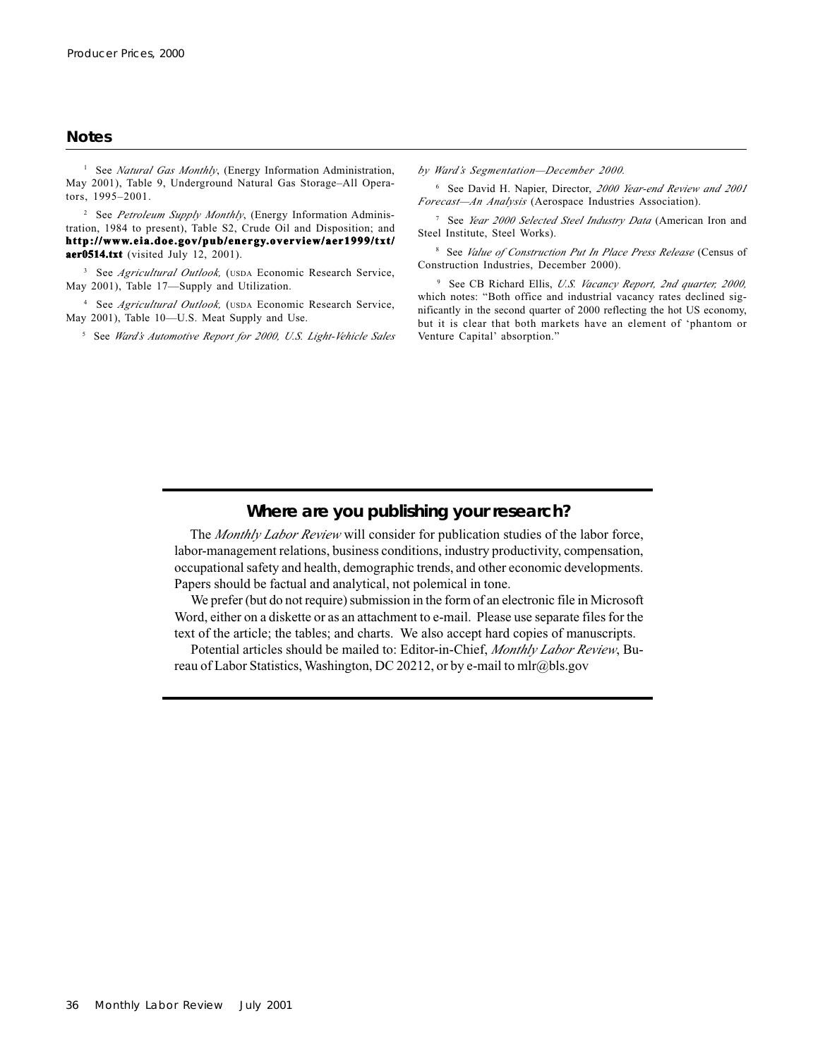## Notes

[1] See *Natural Gas Monthly*, (Energy Information Administration, May 2001), Table 9, Underground Natural Gas Storage–All Operators, 1995–2001.

[2] See *Petroleum Supply Monthly*, (Energy Information Administration, 1984 to present), Table S2, Crude Oil and Disposition; and **http://www.eia.doe.gov/pub/energy.overview/aer1999/txt/aer0514.txt** (visited July 12, 2001).

[3] See *Agricultural Outlook,* (USDA Economic Research Service, May 2001), Table 17—Supply and Utilization.

[4] See *Agricultural Outlook,* (USDA Economic Research Service, May 2001), Table 10—U.S. Meat Supply and Use.

[5] See *Ward's Automotive Report for 2000, U.S. Light-Vehicle Sales by Ward's Segmentation—December 2000.*

[6] See David H. Napier, Director, *2000 Year-end Review and 2001 Forecast—An Analysis* (Aerospace Industries Association).

[7] See *Year 2000 Selected Steel Industry Data* (American Iron and Steel Institute, Steel Works).

[8] See *Value of Construction Put In Place Press Release* (Census of Construction Industries, December 2000).

[9] See CB Richard Ellis, *U.S. Vacancy Report, 2nd quarter, 2000,* which notes: "Both office and industrial vacancy rates declined significantly in the second quarter of 2000 reflecting the hot US economy, but it is clear that both markets have an element of 'phantom or Venture Capital' absorption."

---

### Where are you publishing your research?

The *Monthly Labor Review* will consider for publication studies of the labor force, labor-management relations, business conditions, industry productivity, compensation, occupational safety and health, demographic trends, and other economic developments. Papers should be factual and analytical, not polemical in tone.

We prefer (but do not require) submission in the form of an electronic file in Microsoft Word, either on a diskette or as an attachment to e-mail. Please use separate files for the text of the article; the tables; and charts. We also accept hard copies of manuscripts.

Potential articles should be mailed to: Editor-in-Chief, *Monthly Labor Review*, Bureau of Labor Statistics, Washington, DC 20212, or by e-mail to mlr@bls.gov

---